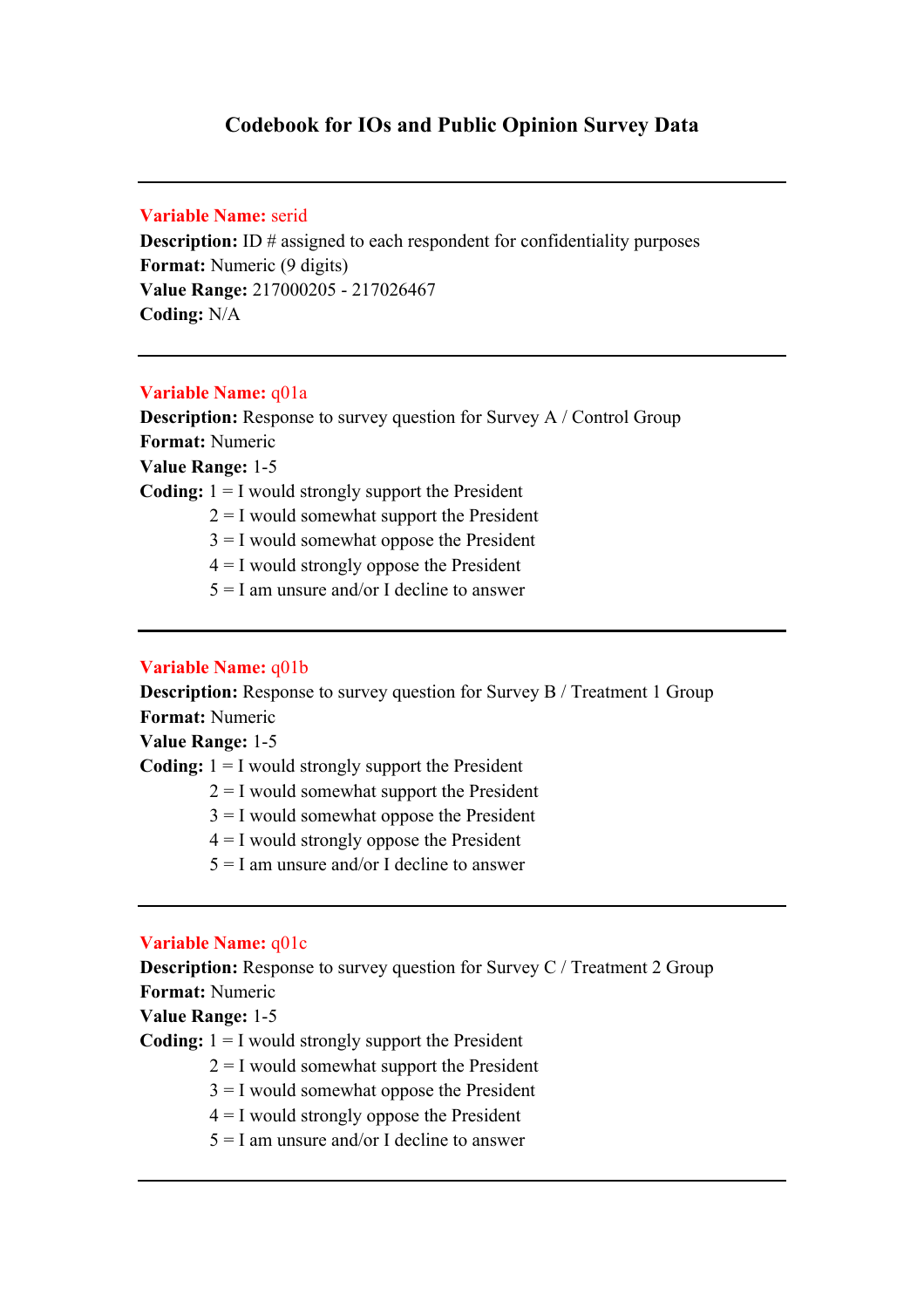# Codebook for IOs and Public Opinion Survey Data

---

**Variable Name:** serid
**Description:** ID # assigned to each respondent for confidentiality purposes
**Format:** Numeric (9 digits)
**Value Range:** 217000205 - 217026467
**Coding:** N/A

---

**Variable Name:** q01a
**Description:** Response to survey question for Survey A / Control Group
**Format:** Numeric
**Value Range:** 1-5
**Coding:** 1 = I would strongly support the President
2 = I would somewhat support the President
3 = I would somewhat oppose the President
4 = I would strongly oppose the President
5 = I am unsure and/or I decline to answer

---

**Variable Name:** q01b
**Description:** Response to survey question for Survey B / Treatment 1 Group
**Format:** Numeric
**Value Range:** 1-5
**Coding:** 1 = I would strongly support the President
2 = I would somewhat support the President
3 = I would somewhat oppose the President
4 = I would strongly oppose the President
5 = I am unsure and/or I decline to answer

---

**Variable Name:** q01c
**Description:** Response to survey question for Survey C / Treatment 2 Group
**Format:** Numeric
**Value Range:** 1-5
**Coding:** 1 = I would strongly support the President
2 = I would somewhat support the President
3 = I would somewhat oppose the President
4 = I would strongly oppose the President
5 = I am unsure and/or I decline to answer

---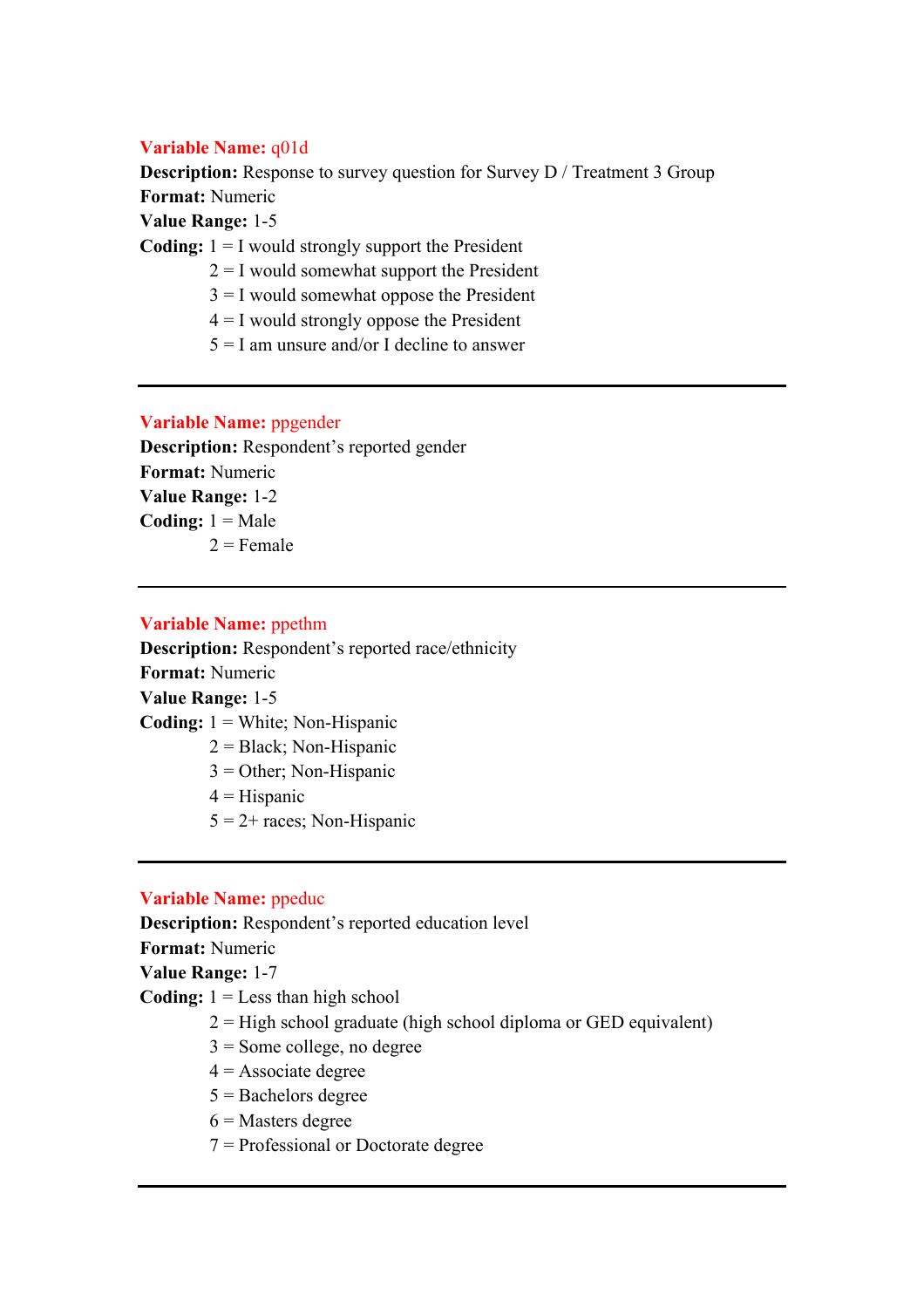**Variable Name:** q01d

**Description:** Response to survey question for Survey D / Treatment 3 Group

**Format:** Numeric

**Value Range:** 1-5

**Coding:** 1 = I would strongly support the President
2 = I would somewhat support the President
3 = I would somewhat oppose the President
4 = I would strongly oppose the President
5 = I am unsure and/or I decline to answer

---

**Variable Name:** ppgender

**Description:** Respondent's reported gender

**Format:** Numeric

**Value Range:** 1-2

**Coding:** 1 = Male
2 = Female

---

**Variable Name:** ppethm

**Description:** Respondent's reported race/ethnicity

**Format:** Numeric

**Value Range:** 1-5

**Coding:** 1 = White; Non-Hispanic
2 = Black; Non-Hispanic
3 = Other; Non-Hispanic
4 = Hispanic
5 = 2+ races; Non-Hispanic

---

**Variable Name:** ppeduc

**Description:** Respondent's reported education level

**Format:** Numeric

**Value Range:** 1-7

**Coding:** 1 = Less than high school
2 = High school graduate (high school diploma or GED equivalent)
3 = Some college, no degree
4 = Associate degree
5 = Bachelors degree
6 = Masters degree
7 = Professional or Doctorate degree

---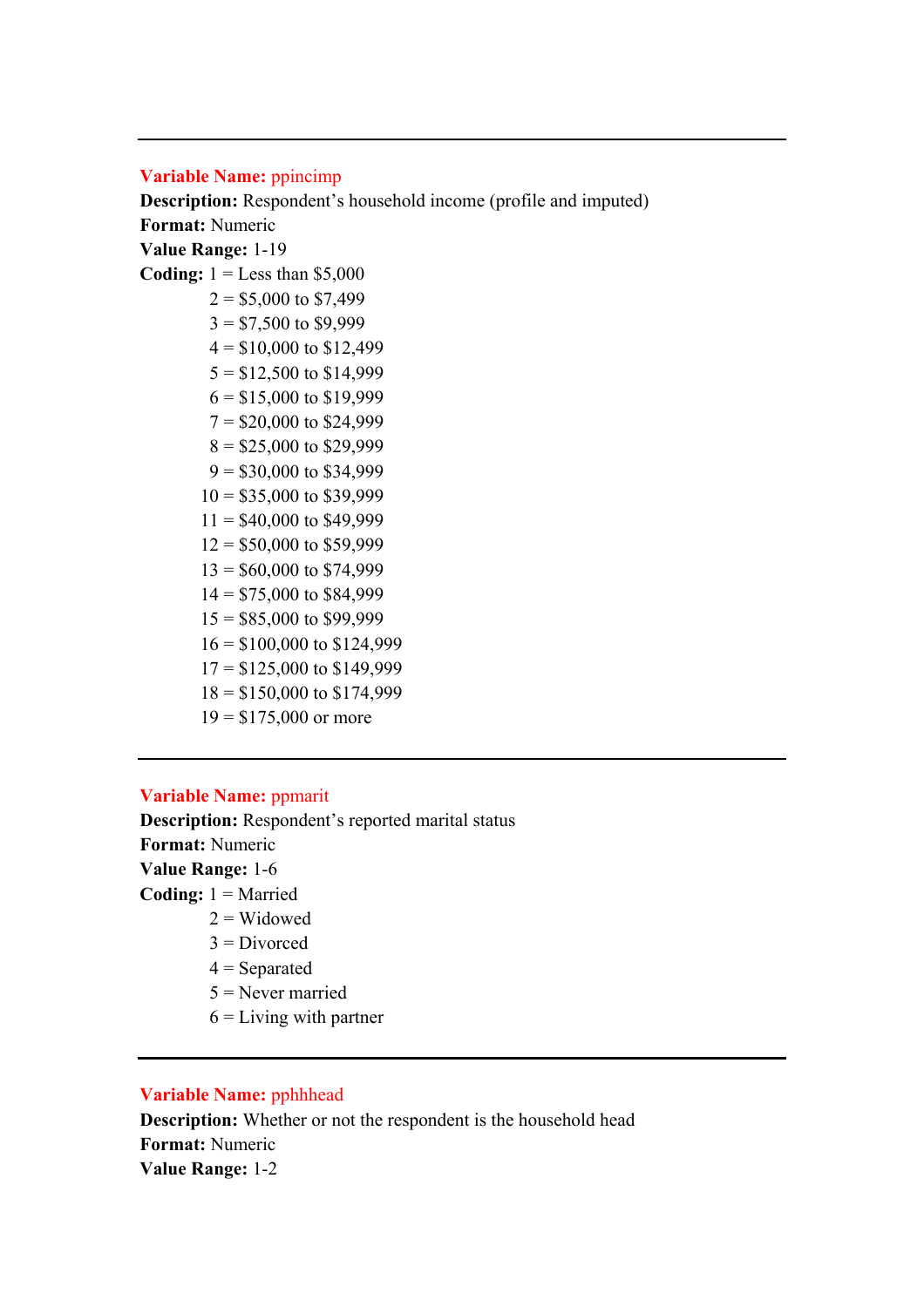---

**Variable Name:** ppincimp
**Description:** Respondent's household income (profile and imputed)
**Format:** Numeric
**Value Range:** 1-19
**Coding:** 1 = Less than $5,000
2 = $5,000 to $7,499
3 = $7,500 to $9,999
4 = $10,000 to $12,499
5 = $12,500 to $14,999
6 = $15,000 to $19,999
7 = $20,000 to $24,999
8 = $25,000 to $29,999
9 = $30,000 to $34,999
10 = $35,000 to $39,999
11 = $40,000 to $49,999
12 = $50,000 to $59,999
13 = $60,000 to $74,999
14 = $75,000 to $84,999
15 = $85,000 to $99,999
16 = $100,000 to $124,999
17 = $125,000 to $149,999
18 = $150,000 to $174,999
19 = $175,000 or more

---

**Variable Name:** ppmarit
**Description:** Respondent's reported marital status
**Format:** Numeric
**Value Range:** 1-6
**Coding:** 1 = Married
2 = Widowed
3 = Divorced
4 = Separated
5 = Never married
6 = Living with partner

---

**Variable Name:** pphhhead
**Description:** Whether or not the respondent is the household head
**Format:** Numeric
**Value Range:** 1-2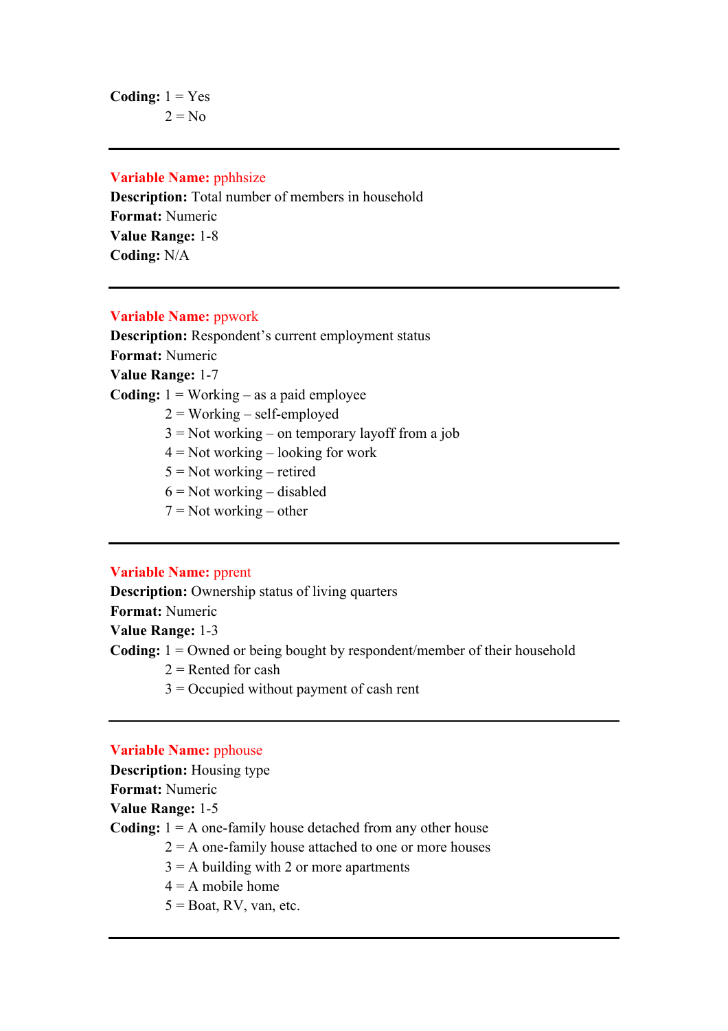**Coding:** 1 = Yes
2 = No

---

**Variable Name:** pphhsize
**Description:** Total number of members in household
**Format:** Numeric
**Value Range:** 1-8
**Coding:** N/A

---

**Variable Name:** ppwork
**Description:** Respondent's current employment status
**Format:** Numeric
**Value Range:** 1-7
**Coding:** 1 = Working – as a paid employee
2 = Working – self-employed
3 = Not working – on temporary layoff from a job
4 = Not working – looking for work
5 = Not working – retired
6 = Not working – disabled
7 = Not working – other

---

**Variable Name:** pprent
**Description:** Ownership status of living quarters
**Format:** Numeric
**Value Range:** 1-3
**Coding:** 1 = Owned or being bought by respondent/member of their household
2 = Rented for cash
3 = Occupied without payment of cash rent

---

**Variable Name:** pphouse
**Description:** Housing type
**Format:** Numeric
**Value Range:** 1-5
**Coding:** 1 = A one-family house detached from any other house
2 = A one-family house attached to one or more houses
3 = A building with 2 or more apartments
4 = A mobile home
5 = Boat, RV, van, etc.

---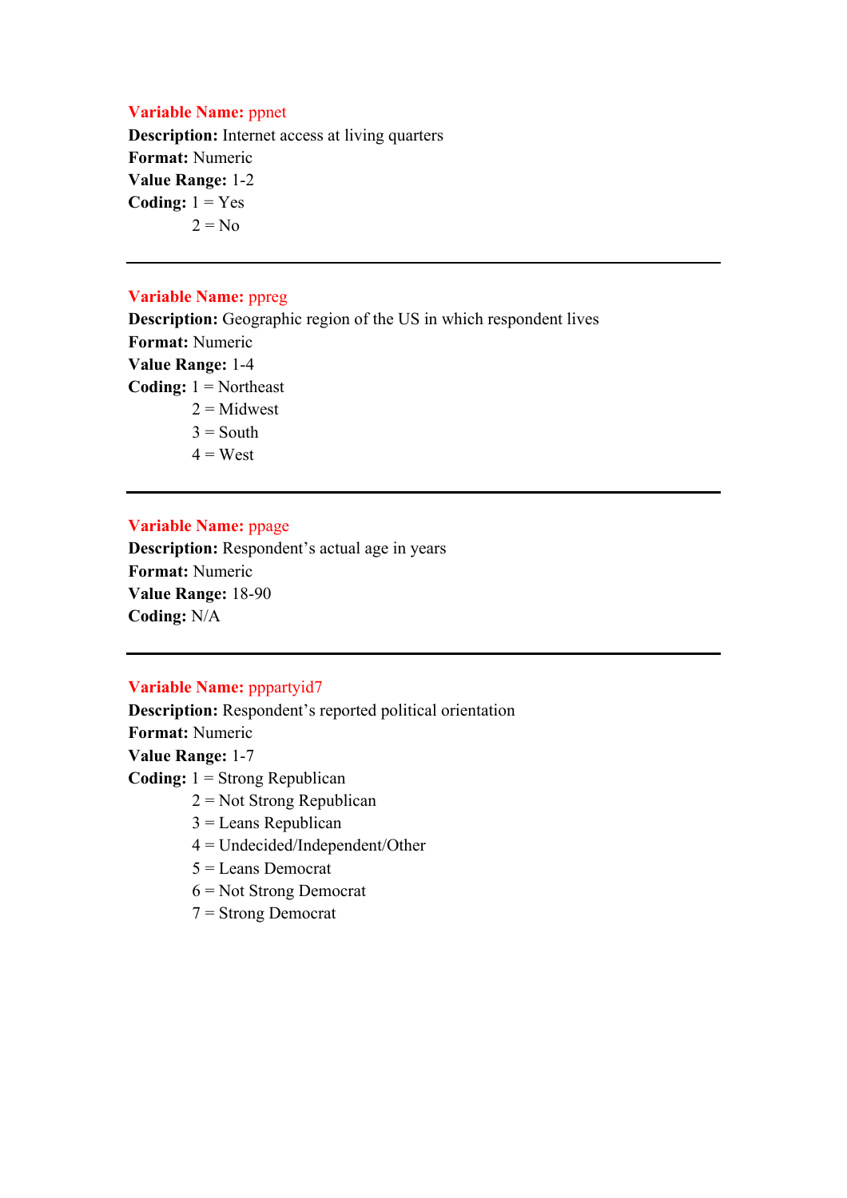**Variable Name:** ppnet
**Description:** Internet access at living quarters
**Format:** Numeric
**Value Range:** 1-2
**Coding:** 1 = Yes
2 = No

---

**Variable Name:** ppreg
**Description:** Geographic region of the US in which respondent lives
**Format:** Numeric
**Value Range:** 1-4
**Coding:** 1 = Northeast
2 = Midwest
3 = South
4 = West

---

**Variable Name:** ppage
**Description:** Respondent's actual age in years
**Format:** Numeric
**Value Range:** 18-90
**Coding:** N/A

---

**Variable Name:** pppartyid7
**Description:** Respondent's reported political orientation
**Format:** Numeric
**Value Range:** 1-7
**Coding:** 1 = Strong Republican
2 = Not Strong Republican
3 = Leans Republican
4 = Undecided/Independent/Other
5 = Leans Democrat
6 = Not Strong Democrat
7 = Strong Democrat